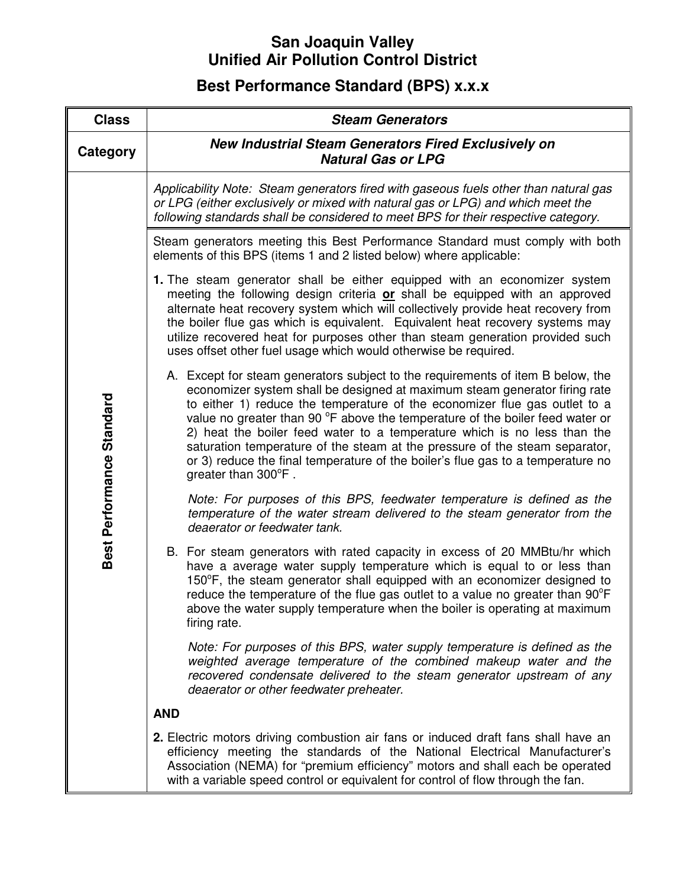# San Joaquin Valley Unified Air Pollution Control District

## Best Performance Standard (BPS) x.x.x

| **Class** | ***Steam Generators*** |
|---|---|
| **Category** | ***New Industrial Steam Generators Fired Exclusively on Natural Gas or LPG*** |

**Best Performance Standard**

*Applicability Note: Steam generators fired with gaseous fuels other than natural gas or LPG (either exclusively or mixed with natural gas or LPG) and which meet the following standards shall be considered to meet BPS for their respective category.*

Steam generators meeting this Best Performance Standard must comply with both elements of this BPS (items 1 and 2 listed below) where applicable:

**1.** The steam generator shall be either equipped with an economizer system meeting the following design criteria **or** shall be equipped with an approved alternate heat recovery system which will collectively provide heat recovery from the boiler flue gas which is equivalent. Equivalent heat recovery systems may utilize recovered heat for purposes other than steam generation provided such uses offset other fuel usage which would otherwise be required.

A. Except for steam generators subject to the requirements of item B below, the economizer system shall be designed at maximum steam generator firing rate to either 1) reduce the temperature of the economizer flue gas outlet to a value no greater than 90 °F above the temperature of the boiler feed water or 2) heat the boiler feed water to a temperature which is no less than the saturation temperature of the steam at the pressure of the steam separator, or 3) reduce the final temperature of the boiler's flue gas to a temperature no greater than 300°F .

*Note: For purposes of this BPS, feedwater temperature is defined as the temperature of the water stream delivered to the steam generator from the deaerator or feedwater tank.*

B. For steam generators with rated capacity in excess of 20 MMBtu/hr which have a average water supply temperature which is equal to or less than 150°F, the steam generator shall equipped with an economizer designed to reduce the temperature of the flue gas outlet to a value no greater than 90°F above the water supply temperature when the boiler is operating at maximum firing rate.

*Note: For purposes of this BPS, water supply temperature is defined as the weighted average temperature of the combined makeup water and the recovered condensate delivered to the steam generator upstream of any deaerator or other feedwater preheater.*

**AND**

**2.** Electric motors driving combustion air fans or induced draft fans shall have an efficiency meeting the standards of the National Electrical Manufacturer's Association (NEMA) for "premium efficiency" motors and shall each be operated with a variable speed control or equivalent for control of flow through the fan.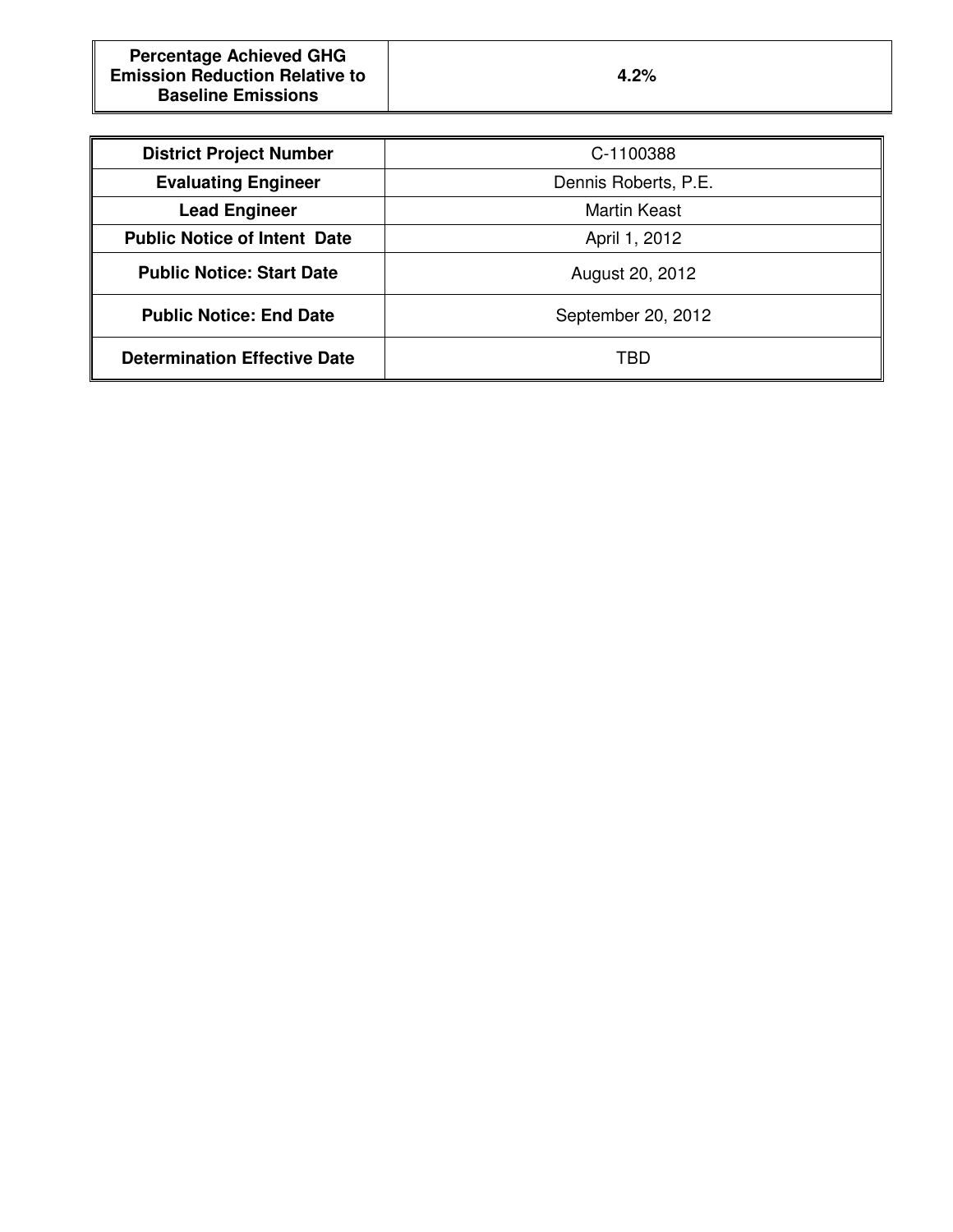| | |
|---|---|
| **Percentage Achieved GHG Emission Reduction Relative to Baseline Emissions** | **4.2%** |

| | |
|---|---|
| **District Project Number** | C-1100388 |
| **Evaluating Engineer** | Dennis Roberts, P.E. |
| **Lead Engineer** | Martin Keast |
| **Public Notice of Intent Date** | April 1, 2012 |
| **Public Notice: Start Date** | August 20, 2012 |
| **Public Notice: End Date** | September 20, 2012 |
| **Determination Effective Date** | TBD |